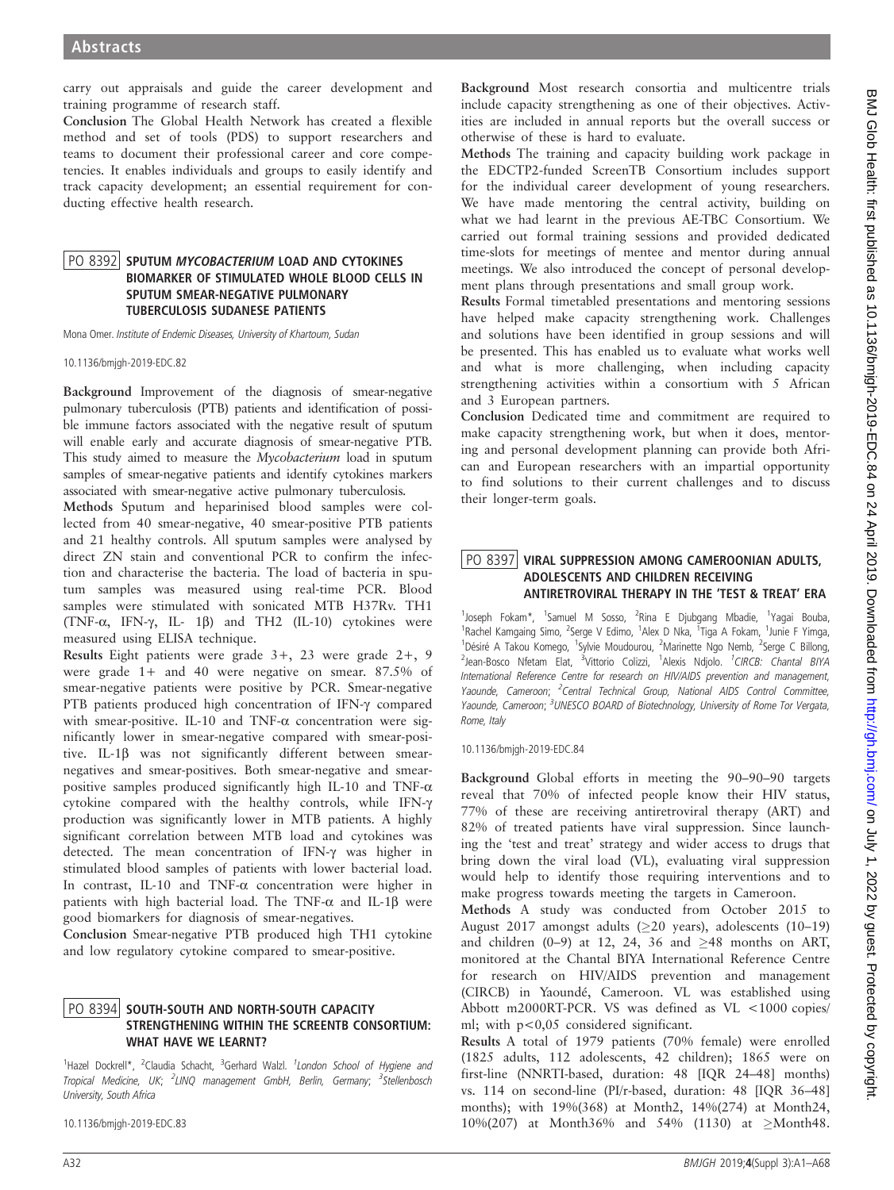carry out appraisals and guide the career development and training programme of research staff.

**Conclusion** The Global Health Network has created a flexible method and set of tools (PDS) to support researchers and teams to document their professional career and core competencies. It enables individuals and groups to easily identify and track capacity development; an essential requirement for conducting effective health research.

## PO 8392 SPUTUM *MYCOBACTERIUM* LOAD AND CYTOKINES BIOMARKER OF STIMULATED WHOLE BLOOD CELLS IN SPUTUM SMEAR-NEGATIVE PULMONARY TUBERCULOSIS SUDANESE PATIENTS

Mona Omer. *Institute of Endemic Diseases, University of Khartoum, Sudan*

10.1136/bmjgh-2019-EDC.82

**Background** Improvement of the diagnosis of smear-negative pulmonary tuberculosis (PTB) patients and identification of possible immune factors associated with the negative result of sputum will enable early and accurate diagnosis of smear-negative PTB. This study aimed to measure the *Mycobacterium* load in sputum samples of smear-negative patients and identify cytokines markers associated with smear-negative active pulmonary tuberculosis.

**Methods** Sputum and heparinised blood samples were collected from 40 smear-negative, 40 smear-positive PTB patients and 21 healthy controls. All sputum samples were analysed by direct ZN stain and conventional PCR to confirm the infection and characterise the bacteria. The load of bacteria in sputum samples was measured using real-time PCR. Blood samples were stimulated with sonicated MTB H37Rv. TH1 (TNF-α, IFN-γ, IL- 1β) and TH2 (IL-10) cytokines were measured using ELISA technique.

**Results** Eight patients were grade 3+, 23 were grade 2+, 9 were grade 1+ and 40 were negative on smear. 87.5% of smear-negative patients were positive by PCR. Smear-negative PTB patients produced high concentration of IFN-γ compared with smear-positive. IL-10 and TNF-α concentration were significantly lower in smear-negative compared with smear-positive. IL-1β was not significantly different between smear-negatives and smear-positives. Both smear-negative and smear-positive samples produced significantly high IL-10 and TNF-α cytokine compared with the healthy controls, while IFN-γ production was significantly lower in MTB patients. A highly significant correlation between MTB load and cytokines was detected. The mean concentration of IFN-γ was higher in stimulated blood samples of patients with lower bacterial load. In contrast, IL-10 and TNF-α concentration were higher in patients with high bacterial load. The TNF-α and IL-1β were good biomarkers for diagnosis of smear-negatives.

**Conclusion** Smear-negative PTB produced high TH1 cytokine and low regulatory cytokine compared to smear-positive.

## PO 8394 SOUTH-SOUTH AND NORTH-SOUTH CAPACITY STRENGTHENING WITHIN THE SCREENTB CONSORTIUM: WHAT HAVE WE LEARNT?

[1]Hazel Dockrell*, [2]Claudia Schacht, [3]Gerhard Walzl. [1]*London School of Hygiene and Tropical Medicine, UK*; [2]*LINQ management GmbH, Berlin, Germany*; [3]*Stellenbosch University, South Africa*

10.1136/bmjgh-2019-EDC.83

**Background** Most research consortia and multicentre trials include capacity strengthening as one of their objectives. Activities are included in annual reports but the overall success or otherwise of these is hard to evaluate.

**Methods** The training and capacity building work package in the EDCTP2-funded ScreenTB Consortium includes support for the individual career development of young researchers. We have made mentoring the central activity, building on what we had learnt in the previous AE-TBC Consortium. We carried out formal training sessions and provided dedicated time-slots for meetings of mentee and mentor during annual meetings. We also introduced the concept of personal development plans through presentations and small group work.

**Results** Formal timetabled presentations and mentoring sessions have helped make capacity strengthening work. Challenges and solutions have been identified in group sessions and will be presented. This has enabled us to evaluate what works well and what is more challenging, when including capacity strengthening activities within a consortium with 5 African and 3 European partners.

**Conclusion** Dedicated time and commitment are required to make capacity strengthening work, but when it does, mentoring and personal development planning can provide both African and European researchers with an impartial opportunity to find solutions to their current challenges and to discuss their longer-term goals.

## PO 8397 VIRAL SUPPRESSION AMONG CAMEROONIAN ADULTS, ADOLESCENTS AND CHILDREN RECEIVING ANTIRETROVIRAL THERAPY IN THE 'TEST & TREAT' ERA

[1]Joseph Fokam*, [1]Samuel M Sosso, [2]Rina E Djubgang Mbadie, [1]Yagai Bouba, [1]Rachel Kamgaing Simo, [2]Serge V Edimo, [1]Alex D Nka, [1]Tiga A Fokam, [1]Junie F Yimga, [1]Désiré A Takou Komego, [1]Sylvie Moudourou, [2]Marinette Ngo Nemb, [2]Serge C Billong, [2]Jean-Bosco Nfetam Elat, [3]Vittorio Colizzi, [1]Alexis Ndjolo. [1]*CIRCB: Chantal BIYA International Reference Centre for research on HIV/AIDS prevention and management, Yaounde, Cameroon*; [2]*Central Technical Group, National AIDS Control Committee, Yaounde, Cameroon*; [3]*UNESCO BOARD of Biotechnology, University of Rome Tor Vergata, Rome, Italy*

10.1136/bmjgh-2019-EDC.84

**Background** Global efforts in meeting the 90–90–90 targets reveal that 70% of infected people know their HIV status, 77% of these are receiving antiretroviral therapy (ART) and 82% of treated patients have viral suppression. Since launching the 'test and treat' strategy and wider access to drugs that bring down the viral load (VL), evaluating viral suppression would help to identify those requiring interventions and to make progress towards meeting the targets in Cameroon.

**Methods** A study was conducted from October 2015 to August 2017 amongst adults (≥20 years), adolescents (10–19) and children (0–9) at 12, 24, 36 and ≥48 months on ART, monitored at the Chantal BIYA International Reference Centre for research on HIV/AIDS prevention and management (CIRCB) in Yaoundé, Cameroon. VL was established using Abbott m2000RT-PCR. VS was defined as VL <1000 copies/ml; with $p<0{,}05$ considered significant.

**Results** A total of 1979 patients (70% female) were enrolled (1825 adults, 112 adolescents, 42 children); 1865 were on first-line (NNRTI-based, duration: 48 [IQR 24–48] months) vs. 114 on second-line (PI/r-based, duration: 48 [IQR 36–48] months); with 19%(368) at Month2, 14%(274) at Month24, 10%(207) at Month36% and 54% (1130) at ≥Month48.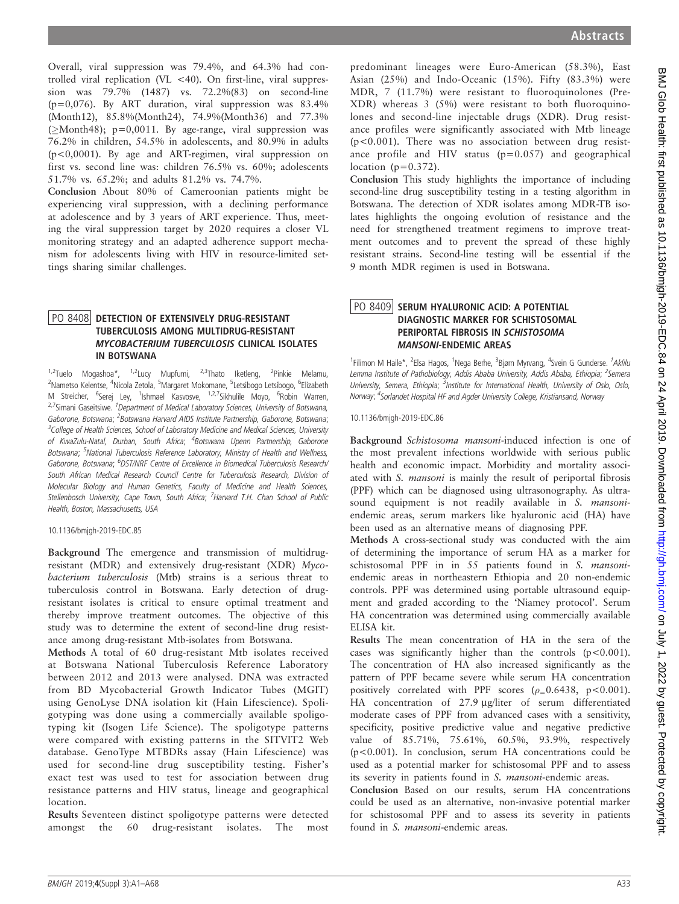Overall, viral suppression was 79.4%, and 64.3% had controlled viral replication (VL <40). On first-line, viral suppression was 79.7% (1487) vs. 72.2%(83) on second-line (p=0,076). By ART duration, viral suppression was 83.4% (Month12), 85.8%(Month24), 74.9%(Month36) and 77.3% (≥Month48); p=0,0011. By age-range, viral suppression was 76.2% in children, 54.5% in adolescents, and 80.9% in adults (p<0,0001). By age and ART-regimen, viral suppression on first vs. second line was: children 76.5% vs. 60%; adolescents 51.7% vs. 65.2%; and adults 81.2% vs. 74.7%.

**Conclusion** About 80% of Cameroonian patients might be experiencing viral suppression, with a declining performance at adolescence and by 3 years of ART experience. Thus, meeting the viral suppression target by 2020 requires a closer VL monitoring strategy and an adapted adherence support mechanism for adolescents living with HIV in resource-limited settings sharing similar challenges.

## PO 8408 DETECTION OF EXTENSIVELY DRUG-RESISTANT TUBERCULOSIS AMONG MULTIDRUG-RESISTANT *MYCOBACTERIUM TUBERCULOSIS* CLINICAL ISOLATES IN BOTSWANA

[1,2]Tuelo Mogashoa*, [1,2]Lucy Mupfumi, [2,3]Thato Iketleng, [2]Pinkie Melamu, [2]Nametso Kelentse, [4]Nicola Zetola, [5]Margaret Mokomane, [5]Letsibogo Letsibogo, [6]Elizabeth M Streicher, [6]Serej Ley, [1]Ishmael Kasvosve, [1,2,7]Sikhulile Moyo, [6]Robin Warren, [2,7]Simani Gaseitsiwe. [1]*Department of Medical Laboratory Sciences, University of Botswana, Gaborone, Botswana*; [2]*Botswana Harvard AIDS Institute Partnership, Gaborone, Botswana*; [3]*College of Health Sciences, School of Laboratory Medicine and Medical Sciences, University of KwaZulu-Natal, Durban, South Africa*; [4]*Botswana Upenn Partnership, Gaborone Botswana*; [5]*National Tuberculosis Reference Laboratory, Ministry of Health and Wellness, Gaborone, Botswana*; [6]*DST/NRF Centre of Excellence in Biomedical Tuberculosis Research/ South African Medical Research Council Centre for Tuberculosis Research, Division of Molecular Biology and Human Genetics, Faculty of Medicine and Health Sciences, Stellenbosch University, Cape Town, South Africa*; [7]*Harvard T.H. Chan School of Public Health, Boston, Massachusetts, USA*

10.1136/bmjgh-2019-EDC.85

**Background** The emergence and transmission of multidrug-resistant (MDR) and extensively drug-resistant (XDR) *Mycobacterium tuberculosis* (Mtb) strains is a serious threat to tuberculosis control in Botswana. Early detection of drug-resistant isolates is critical to ensure optimal treatment and thereby improve treatment outcomes. The objective of this study was to determine the extent of second-line drug resistance among drug-resistant Mtb-isolates from Botswana.

**Methods** A total of 60 drug-resistant Mtb isolates received at Botswana National Tuberculosis Reference Laboratory between 2012 and 2013 were analysed. DNA was extracted from BD Mycobacterial Growth Indicator Tubes (MGIT) using GenoLyse DNA isolation kit (Hain Lifescience). Spoligotyping was done using a commercially available spoligotyping kit (Isogen Life Science). The spoligotype patterns were compared with existing patterns in the SITVIT2 Web database. GenoType MTBDRs assay (Hain Lifescience) was used for second-line drug susceptibility testing. Fisher's exact test was used to test for association between drug resistance patterns and HIV status, lineage and geographical location.

**Results** Seventeen distinct spoligotype patterns were detected amongst the 60 drug-resistant isolates. The most predominant lineages were Euro-American (58.3%), East Asian (25%) and Indo-Oceanic (15%). Fifty (83.3%) were MDR, 7 (11.7%) were resistant to fluoroquinolones (Pre-XDR) whereas 3 (5%) were resistant to both fluoroquinolones and second-line injectable drugs (XDR). Drug resistance profiles were significantly associated with Mtb lineage (p<0.001). There was no association between drug resistance profile and HIV status (p=0.057) and geographical location (p=0.372).

**Conclusion** This study highlights the importance of including second-line drug susceptibility testing in a testing algorithm in Botswana. The detection of XDR isolates among MDR-TB isolates highlights the ongoing evolution of resistance and the need for strengthened treatment regimens to improve treatment outcomes and to prevent the spread of these highly resistant strains. Second-line testing will be essential if the 9 month MDR regimen is used in Botswana.

## PO 8409 SERUM HYALURONIC ACID: A POTENTIAL DIAGNOSTIC MARKER FOR SCHISTOSOMAL PERIPORTAL FIBROSIS IN *SCHISTOSOMA MANSONI*-ENDEMIC AREAS

[1]Filimon M Haile*, [2]Elsa Hagos, [1]Nega Berhe, [3]Bjørn Myrvang, [4]Svein G Gunderse. [1]*Aklilu Lemma Institute of Pathobiology, Addis Ababa University, Addis Ababa, Ethiopia*; [2]*Semera University, Semera, Ethiopia*; [3]*Institute for International Health, University of Oslo, Oslo, Norway*; [4]*Sorlandet Hospital HF and Agder University College, Kristiansand, Norway*

10.1136/bmjgh-2019-EDC.86

**Background** *Schistosoma mansoni*-induced infection is one of the most prevalent infections worldwide with serious public health and economic impact. Morbidity and mortality associated with *S. mansoni* is mainly the result of periportal fibrosis (PPF) which can be diagnosed using ultrasonography. As ultrasound equipment is not readily available in *S. mansoni*-endemic areas, serum markers like hyaluronic acid (HA) have been used as an alternative means of diagnosing PPF.

**Methods** A cross-sectional study was conducted with the aim of determining the importance of serum HA as a marker for schistosomal PPF in in 55 patients found in *S. mansoni*-endemic areas in northeastern Ethiopia and 20 non-endemic controls. PPF was determined using portable ultrasound equipment and graded according to the 'Niamey protocol'. Serum HA concentration was determined using commercially available ELISA kit.

**Results** The mean concentration of HA in the sera of the cases was significantly higher than the controls (p<0.001). The concentration of HA also increased significantly as the pattern of PPF became severe while serum HA concentration positively correlated with PPF scores ($\rho$=0.6438, p<0.001). HA concentration of 27.9 μg/liter of serum differentiated moderate cases of PPF from advanced cases with a sensitivity, specificity, positive predictive value and negative predictive value of 85.71%, 75.61%, 60.5%, 93.9%, respectively (p<0.001). In conclusion, serum HA concentrations could be used as a potential marker for schistosomal PPF and to assess its severity in patients found in *S. mansoni*-endemic areas.

**Conclusion** Based on our results, serum HA concentrations could be used as an alternative, non-invasive potential marker for schistosomal PPF and to assess its severity in patients found in *S. mansoni*-endemic areas.